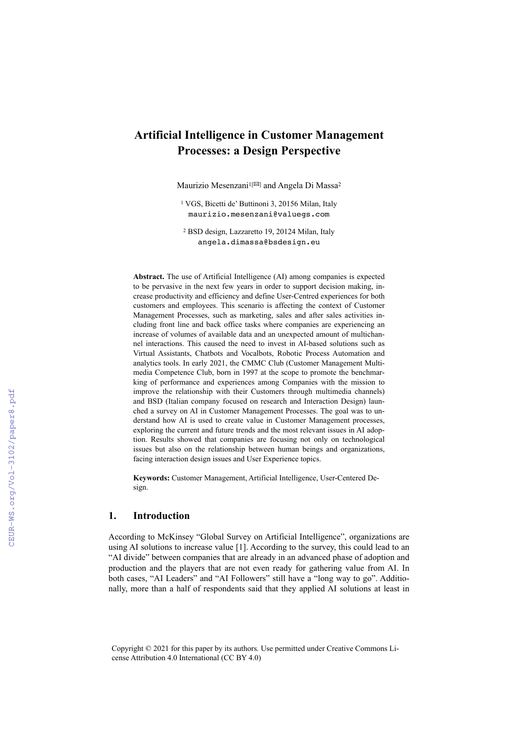# Artificial Intelligence in Customer Management Processes: a Design Perspective

Maurizio Mesenzani[1[✉]] and Angela Di Massa[2]

[1] VGS, Bicetti de' Buttinoni 3, 20156 Milan, Italy
maurizio.mesenzani@valuegs.com

[2] BSD design, Lazzaretto 19, 20124 Milan, Italy
angela.dimassa@bsdesign.eu

**Abstract.** The use of Artificial Intelligence (AI) among companies is expected to be pervasive in the next few years in order to support decision making, increase productivity and efficiency and define User-Centred experiences for both customers and employees. This scenario is affecting the context of Customer Management Processes, such as marketing, sales and after sales activities including front line and back office tasks where companies are experiencing an increase of volumes of available data and an unexpected amount of multichannel interactions. This caused the need to invest in AI-based solutions such as Virtual Assistants, Chatbots and Vocalbots, Robotic Process Automation and analytics tools. In early 2021, the CMMC Club (Customer Management Multimedia Competence Club, born in 1997 at the scope to promote the benchmarking of performance and experiences among Companies with the mission to improve the relationship with their Customers through multimedia channels) and BSD (Italian company focused on research and Interaction Design) launched a survey on AI in Customer Management Processes. The goal was to understand how AI is used to create value in Customer Management processes, exploring the current and future trends and the most relevant issues in AI adoption. Results showed that companies are focusing not only on technological issues but also on the relationship between human beings and organizations, facing interaction design issues and User Experience topics.

**Keywords:** Customer Management, Artificial Intelligence, User-Centered Design.

## 1. Introduction

According to McKinsey "Global Survey on Artificial Intelligence", organizations are using AI solutions to increase value [1]. According to the survey, this could lead to an "AI divide" between companies that are already in an advanced phase of adoption and production and the players that are not even ready for gathering value from AI. In both cases, "AI Leaders" and "AI Followers" still have a "long way to go". Additionally, more than a half of respondents said that they applied AI solutions at least in

Copyright © 2021 for this paper by its authors. Use permitted under Creative Commons License Attribution 4.0 International (CC BY 4.0)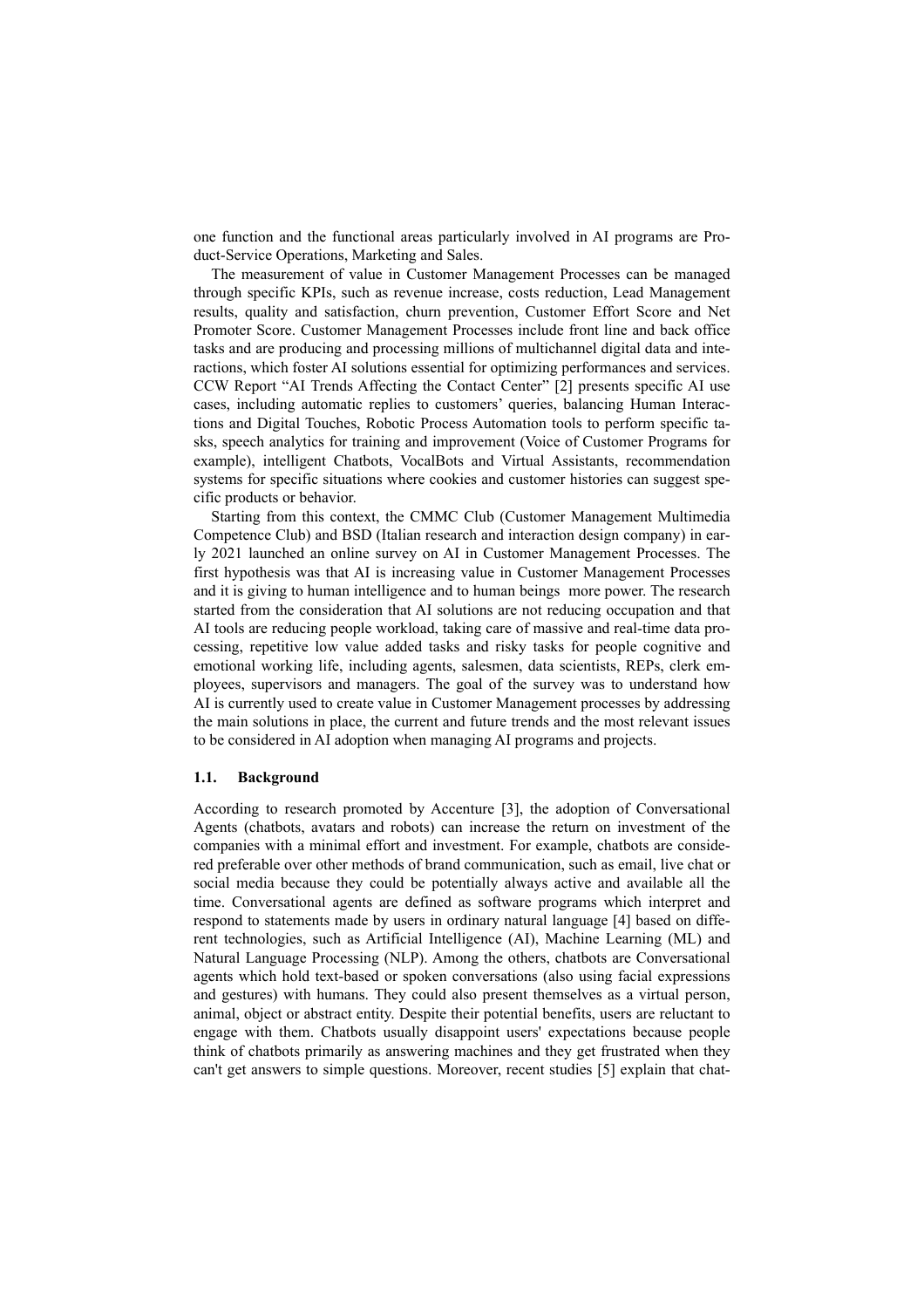one function and the functional areas particularly involved in AI programs are Product-Service Operations, Marketing and Sales.

The measurement of value in Customer Management Processes can be managed through specific KPIs, such as revenue increase, costs reduction, Lead Management results, quality and satisfaction, churn prevention, Customer Effort Score and Net Promoter Score. Customer Management Processes include front line and back office tasks and are producing and processing millions of multichannel digital data and interactions, which foster AI solutions essential for optimizing performances and services. CCW Report "AI Trends Affecting the Contact Center" [2] presents specific AI use cases, including automatic replies to customers' queries, balancing Human Interactions and Digital Touches, Robotic Process Automation tools to perform specific tasks, speech analytics for training and improvement (Voice of Customer Programs for example), intelligent Chatbots, VocalBots and Virtual Assistants, recommendation systems for specific situations where cookies and customer histories can suggest specific products or behavior.

Starting from this context, the CMMC Club (Customer Management Multimedia Competence Club) and BSD (Italian research and interaction design company) in early 2021 launched an online survey on AI in Customer Management Processes. The first hypothesis was that AI is increasing value in Customer Management Processes and it is giving to human intelligence and to human beings more power. The research started from the consideration that AI solutions are not reducing occupation and that AI tools are reducing people workload, taking care of massive and real-time data processing, repetitive low value added tasks and risky tasks for people cognitive and emotional working life, including agents, salesmen, data scientists, REPs, clerk employees, supervisors and managers. The goal of the survey was to understand how AI is currently used to create value in Customer Management processes by addressing the main solutions in place, the current and future trends and the most relevant issues to be considered in AI adoption when managing AI programs and projects.

### 1.1. Background

According to research promoted by Accenture [3], the adoption of Conversational Agents (chatbots, avatars and robots) can increase the return on investment of the companies with a minimal effort and investment. For example, chatbots are considered preferable over other methods of brand communication, such as email, live chat or social media because they could be potentially always active and available all the time. Conversational agents are defined as software programs which interpret and respond to statements made by users in ordinary natural language [4] based on different technologies, such as Artificial Intelligence (AI), Machine Learning (ML) and Natural Language Processing (NLP). Among the others, chatbots are Conversational agents which hold text-based or spoken conversations (also using facial expressions and gestures) with humans. They could also present themselves as a virtual person, animal, object or abstract entity. Despite their potential benefits, users are reluctant to engage with them. Chatbots usually disappoint users' expectations because people think of chatbots primarily as answering machines and they get frustrated when they can't get answers to simple questions. Moreover, recent studies [5] explain that chat-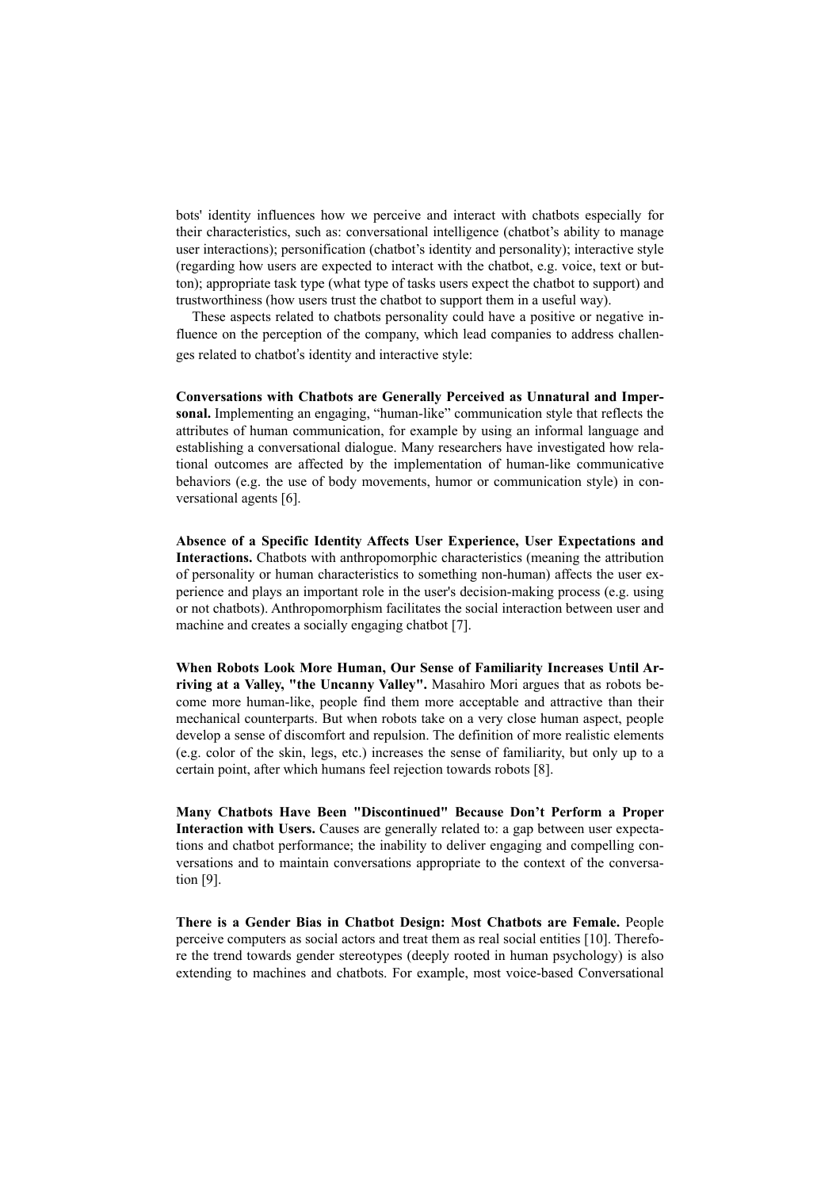bots' identity influences how we perceive and interact with chatbots especially for their characteristics, such as: conversational intelligence (chatbot's ability to manage user interactions); personification (chatbot's identity and personality); interactive style (regarding how users are expected to interact with the chatbot, e.g. voice, text or button); appropriate task type (what type of tasks users expect the chatbot to support) and trustworthiness (how users trust the chatbot to support them in a useful way).

These aspects related to chatbots personality could have a positive or negative influence on the perception of the company, which lead companies to address challenges related to chatbot's identity and interactive style:

**Conversations with Chatbots are Generally Perceived as Unnatural and Impersonal.** Implementing an engaging, "human-like" communication style that reflects the attributes of human communication, for example by using an informal language and establishing a conversational dialogue. Many researchers have investigated how relational outcomes are affected by the implementation of human-like communicative behaviors (e.g. the use of body movements, humor or communication style) in conversational agents [6].

**Absence of a Specific Identity Affects User Experience, User Expectations and Interactions.** Chatbots with anthropomorphic characteristics (meaning the attribution of personality or human characteristics to something non-human) affects the user experience and plays an important role in the user's decision-making process (e.g. using or not chatbots). Anthropomorphism facilitates the social interaction between user and machine and creates a socially engaging chatbot [7].

**When Robots Look More Human, Our Sense of Familiarity Increases Until Arriving at a Valley, "the Uncanny Valley".** Masahiro Mori argues that as robots become more human-like, people find them more acceptable and attractive than their mechanical counterparts. But when robots take on a very close human aspect, people develop a sense of discomfort and repulsion. The definition of more realistic elements (e.g. color of the skin, legs, etc.) increases the sense of familiarity, but only up to a certain point, after which humans feel rejection towards robots [8].

**Many Chatbots Have Been "Discontinued" Because Don't Perform a Proper Interaction with Users.** Causes are generally related to: a gap between user expectations and chatbot performance; the inability to deliver engaging and compelling conversations and to maintain conversations appropriate to the context of the conversation [9].

**There is a Gender Bias in Chatbot Design: Most Chatbots are Female.** People perceive computers as social actors and treat them as real social entities [10]. Therefore the trend towards gender stereotypes (deeply rooted in human psychology) is also extending to machines and chatbots. For example, most voice-based Conversational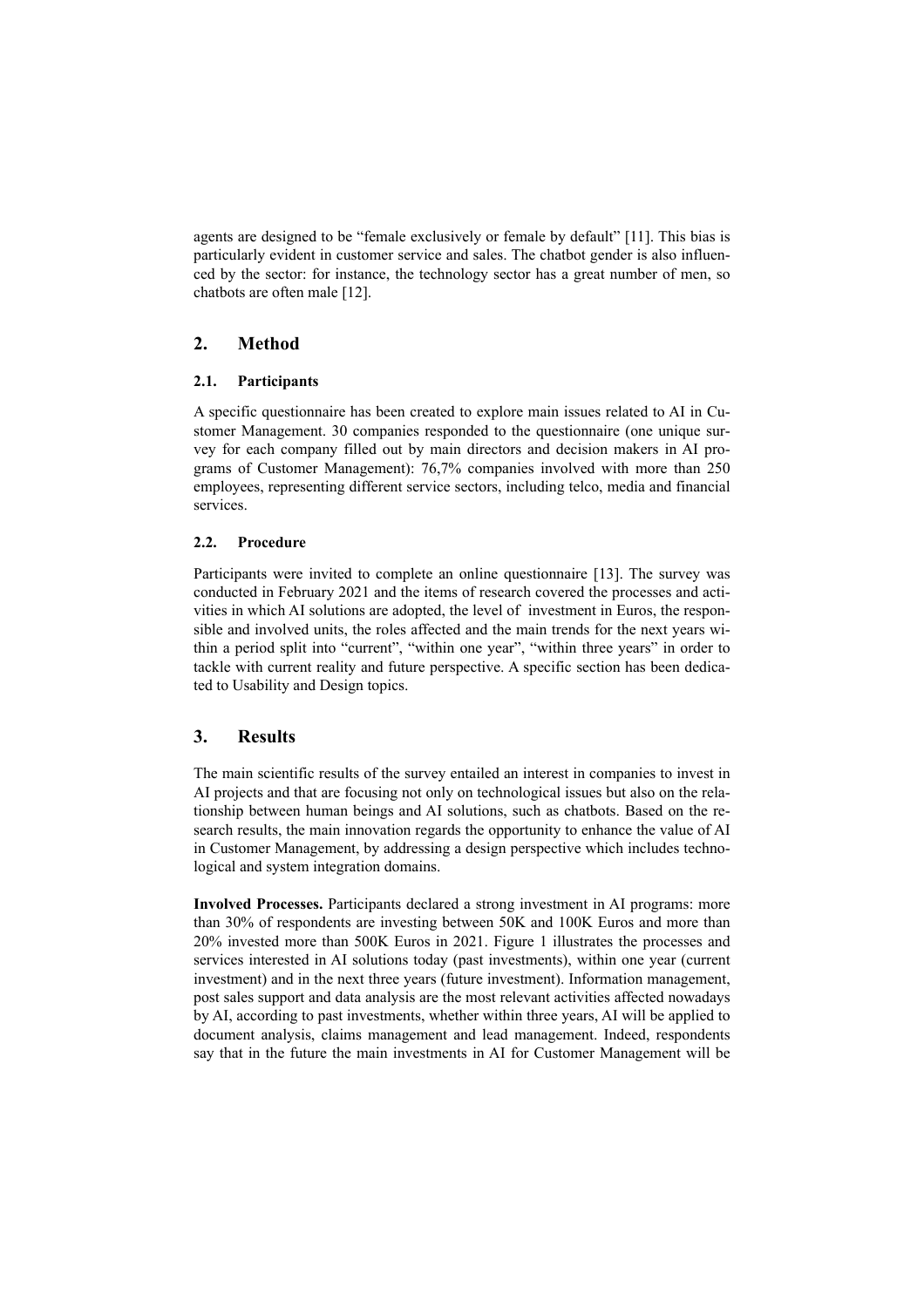agents are designed to be "female exclusively or female by default" [11]. This bias is particularly evident in customer service and sales. The chatbot gender is also influenced by the sector: for instance, the technology sector has a great number of men, so chatbots are often male [12].

## 2. Method

### 2.1. Participants

A specific questionnaire has been created to explore main issues related to AI in Customer Management. 30 companies responded to the questionnaire (one unique survey for each company filled out by main directors and decision makers in AI programs of Customer Management): 76,7% companies involved with more than 250 employees, representing different service sectors, including telco, media and financial services.

### 2.2. Procedure

Participants were invited to complete an online questionnaire [13]. The survey was conducted in February 2021 and the items of research covered the processes and activities in which AI solutions are adopted, the level of investment in Euros, the responsible and involved units, the roles affected and the main trends for the next years within a period split into "current", "within one year", "within three years" in order to tackle with current reality and future perspective. A specific section has been dedicated to Usability and Design topics.

## 3. Results

The main scientific results of the survey entailed an interest in companies to invest in AI projects and that are focusing not only on technological issues but also on the relationship between human beings and AI solutions, such as chatbots. Based on the research results, the main innovation regards the opportunity to enhance the value of AI in Customer Management, by addressing a design perspective which includes technological and system integration domains.

**Involved Processes.** Participants declared a strong investment in AI programs: more than 30% of respondents are investing between 50K and 100K Euros and more than 20% invested more than 500K Euros in 2021. Figure 1 illustrates the processes and services interested in AI solutions today (past investments), within one year (current investment) and in the next three years (future investment). Information management, post sales support and data analysis are the most relevant activities affected nowadays by AI, according to past investments, whether within three years, AI will be applied to document analysis, claims management and lead management. Indeed, respondents say that in the future the main investments in AI for Customer Management will be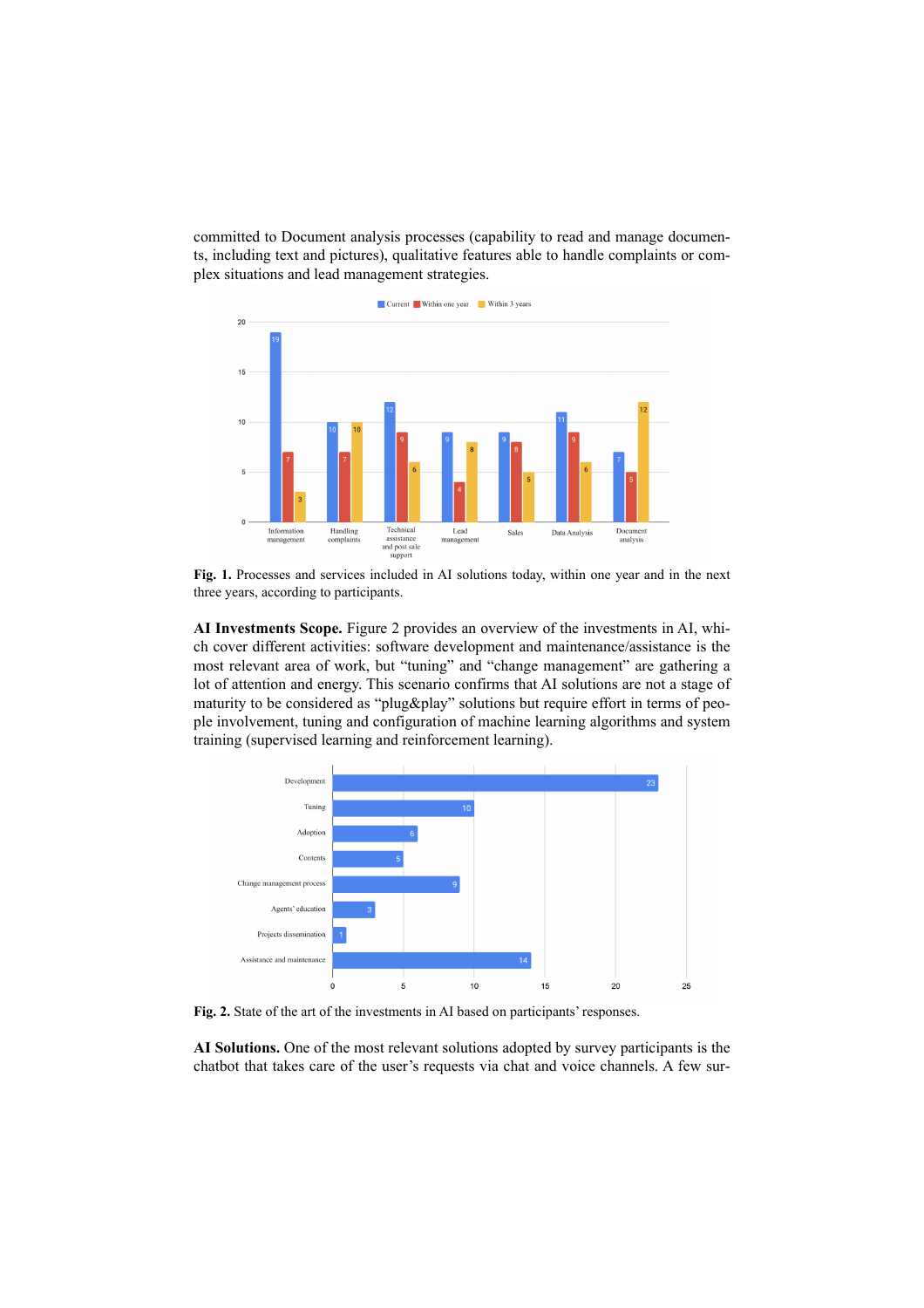committed to Document analysis processes (capability to read and manage documents, including text and pictures), qualitative features able to handle complaints or complex situations and lead management strategies.

**Fig. 1.** Processes and services included in AI solutions today, within one year and in the next three years, according to participants.

**AI Investments Scope.** Figure 2 provides an overview of the investments in AI, which cover different activities: software development and maintenance/assistance is the most relevant area of work, but "tuning" and "change management" are gathering a lot of attention and energy. This scenario confirms that AI solutions are not a stage of maturity to be considered as "plug&play" solutions but require effort in terms of people involvement, tuning and configuration of machine learning algorithms and system training (supervised learning and reinforcement learning).

**Fig. 2.** State of the art of the investments in AI based on participants' responses.

**AI Solutions.** One of the most relevant solutions adopted by survey participants is the chatbot that takes care of the user's requests via chat and voice channels. A few sur-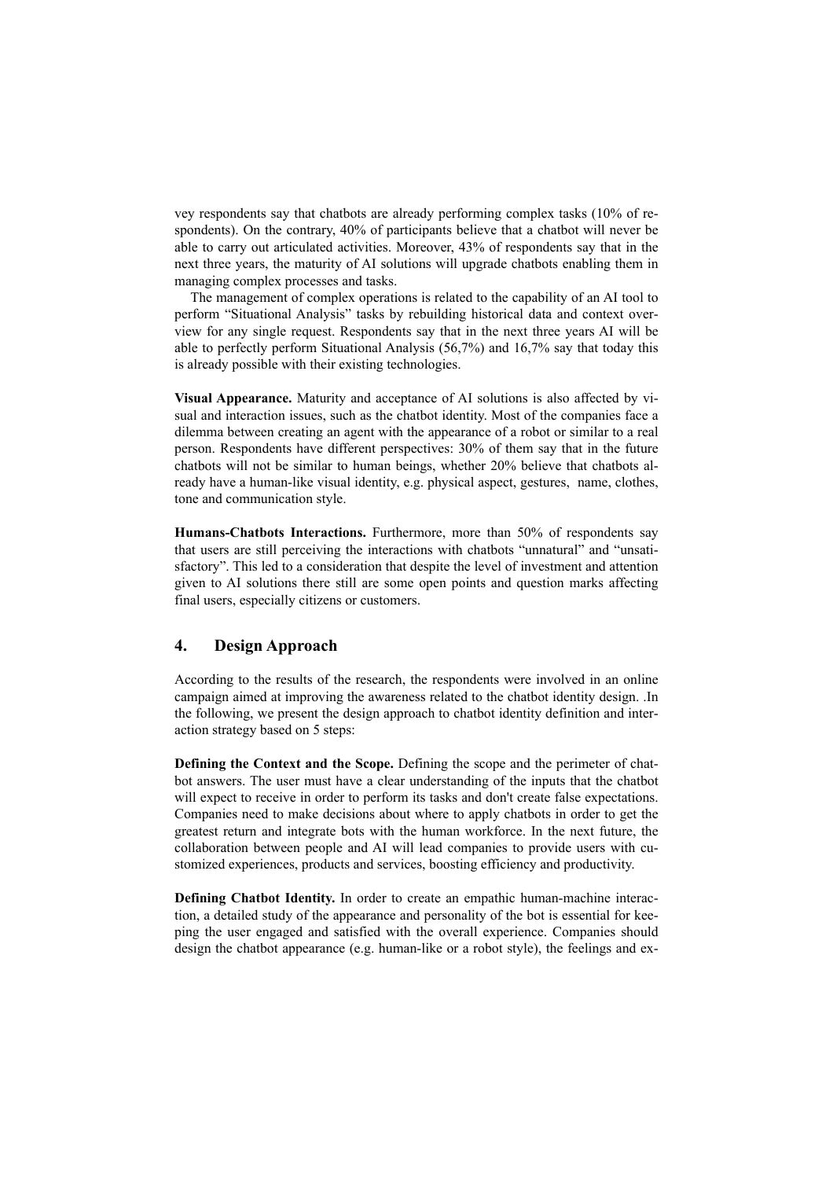vey respondents say that chatbots are already performing complex tasks (10% of respondents). On the contrary, 40% of participants believe that a chatbot will never be able to carry out articulated activities. Moreover, 43% of respondents say that in the next three years, the maturity of AI solutions will upgrade chatbots enabling them in managing complex processes and tasks.

The management of complex operations is related to the capability of an AI tool to perform "Situational Analysis" tasks by rebuilding historical data and context overview for any single request. Respondents say that in the next three years AI will be able to perfectly perform Situational Analysis (56,7%) and 16,7% say that today this is already possible with their existing technologies.

**Visual Appearance.** Maturity and acceptance of AI solutions is also affected by visual and interaction issues, such as the chatbot identity. Most of the companies face a dilemma between creating an agent with the appearance of a robot or similar to a real person. Respondents have different perspectives: 30% of them say that in the future chatbots will not be similar to human beings, whether 20% believe that chatbots already have a human-like visual identity, e.g. physical aspect, gestures, name, clothes, tone and communication style.

**Humans-Chatbots Interactions.** Furthermore, more than 50% of respondents say that users are still perceiving the interactions with chatbots "unnatural" and "unsatisfactory". This led to a consideration that despite the level of investment and attention given to AI solutions there still are some open points and question marks affecting final users, especially citizens or customers.

## 4. Design Approach

According to the results of the research, the respondents were involved in an online campaign aimed at improving the awareness related to the chatbot identity design. .In the following, we present the design approach to chatbot identity definition and interaction strategy based on 5 steps:

**Defining the Context and the Scope.** Defining the scope and the perimeter of chatbot answers. The user must have a clear understanding of the inputs that the chatbot will expect to receive in order to perform its tasks and don't create false expectations. Companies need to make decisions about where to apply chatbots in order to get the greatest return and integrate bots with the human workforce. In the next future, the collaboration between people and AI will lead companies to provide users with customized experiences, products and services, boosting efficiency and productivity.

**Defining Chatbot Identity.** In order to create an empathic human-machine interaction, a detailed study of the appearance and personality of the bot is essential for keeping the user engaged and satisfied with the overall experience. Companies should design the chatbot appearance (e.g. human-like or a robot style), the feelings and ex-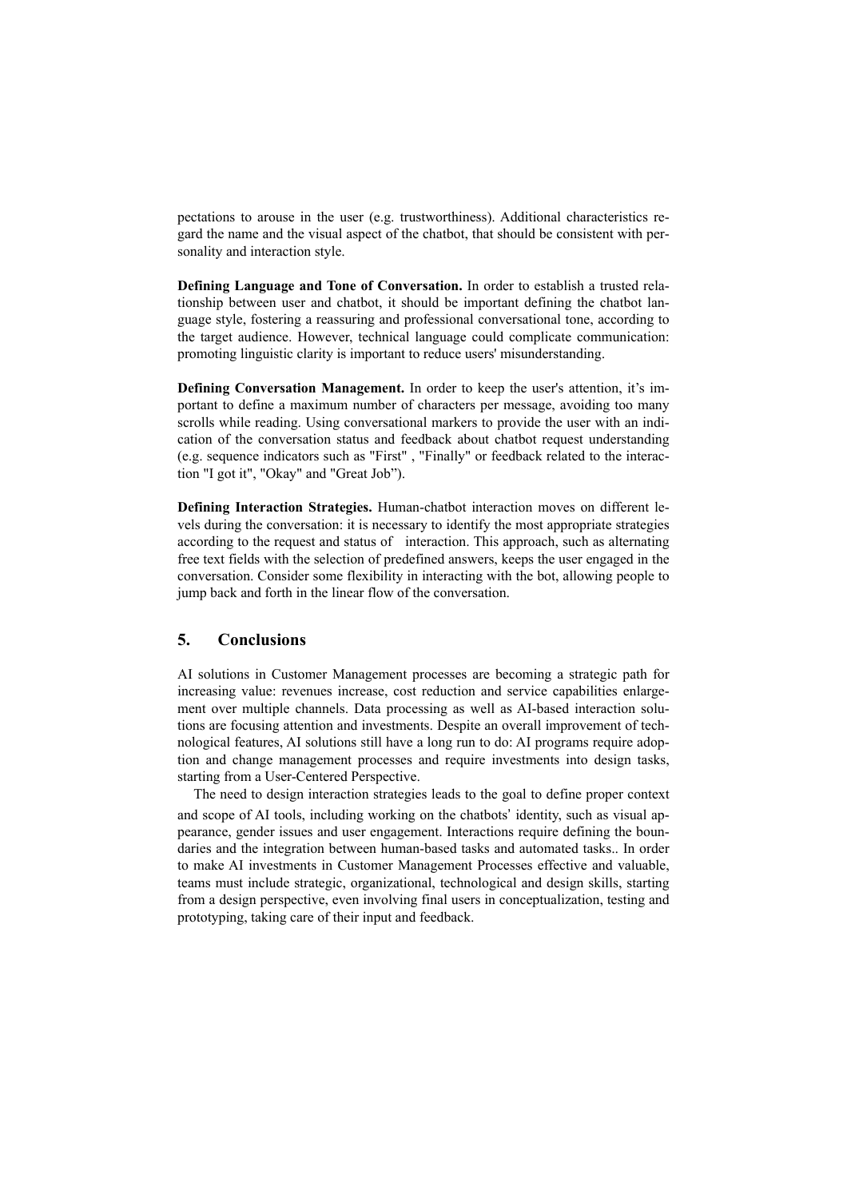pectations to arouse in the user (e.g. trustworthiness). Additional characteristics regard the name and the visual aspect of the chatbot, that should be consistent with personality and interaction style.

**Defining Language and Tone of Conversation.** In order to establish a trusted relationship between user and chatbot, it should be important defining the chatbot language style, fostering a reassuring and professional conversational tone, according to the target audience. However, technical language could complicate communication: promoting linguistic clarity is important to reduce users' misunderstanding.

**Defining Conversation Management.** In order to keep the user's attention, it's important to define a maximum number of characters per message, avoiding too many scrolls while reading. Using conversational markers to provide the user with an indication of the conversation status and feedback about chatbot request understanding (e.g. sequence indicators such as "First" , "Finally" or feedback related to the interaction "I got it", "Okay" and "Great Job").

**Defining Interaction Strategies.** Human-chatbot interaction moves on different levels during the conversation: it is necessary to identify the most appropriate strategies according to the request and status of interaction. This approach, such as alternating free text fields with the selection of predefined answers, keeps the user engaged in the conversation. Consider some flexibility in interacting with the bot, allowing people to jump back and forth in the linear flow of the conversation.

## 5. Conclusions

AI solutions in Customer Management processes are becoming a strategic path for increasing value: revenues increase, cost reduction and service capabilities enlargement over multiple channels. Data processing as well as AI-based interaction solutions are focusing attention and investments. Despite an overall improvement of technological features, AI solutions still have a long run to do: AI programs require adoption and change management processes and require investments into design tasks, starting from a User-Centered Perspective.

The need to design interaction strategies leads to the goal to define proper context and scope of AI tools, including working on the chatbots' identity, such as visual appearance, gender issues and user engagement. Interactions require defining the boundaries and the integration between human-based tasks and automated tasks.. In order to make AI investments in Customer Management Processes effective and valuable, teams must include strategic, organizational, technological and design skills, starting from a design perspective, even involving final users in conceptualization, testing and prototyping, taking care of their input and feedback.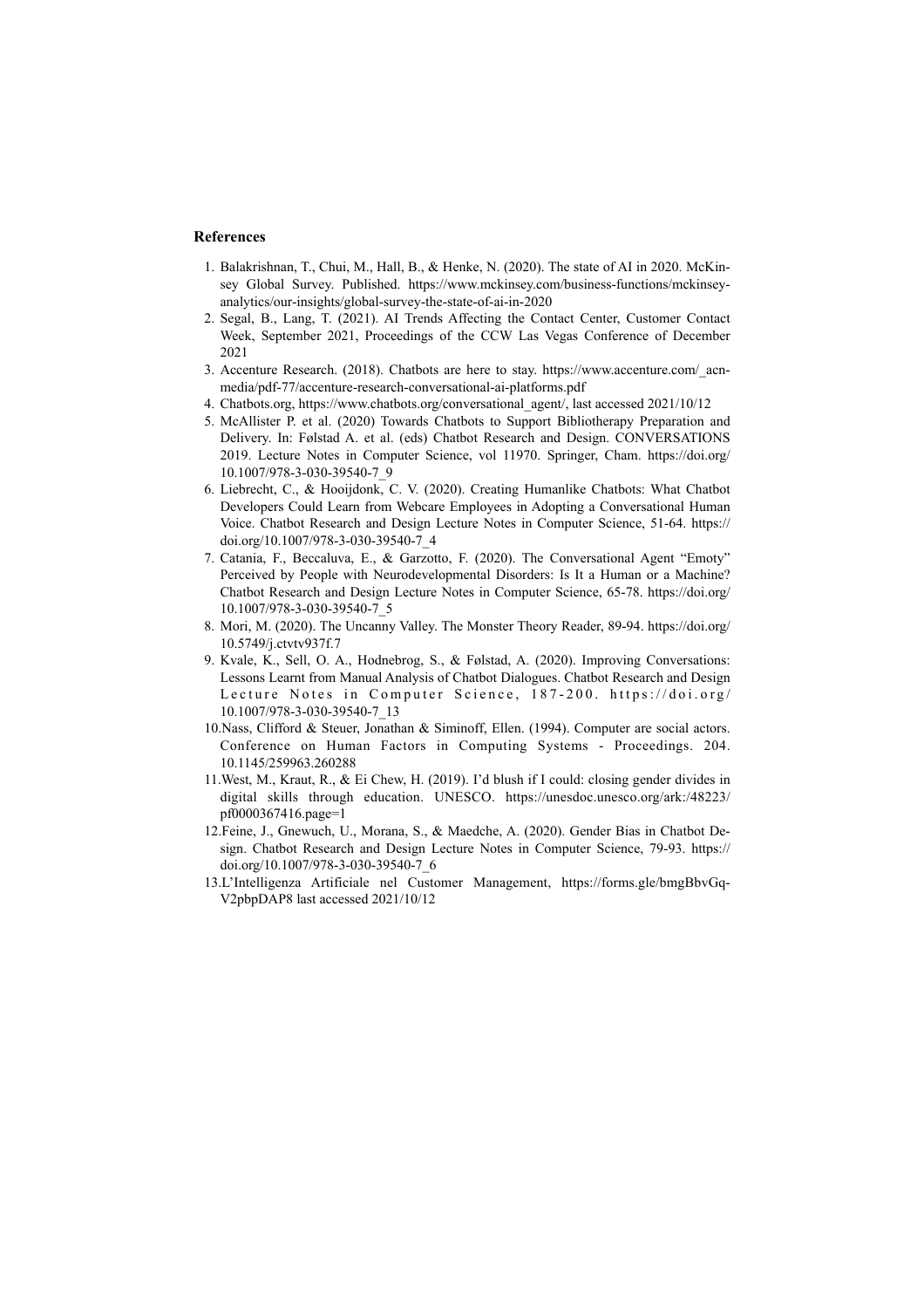### References

1. Balakrishnan, T., Chui, M., Hall, B., & Henke, N. (2020). The state of AI in 2020. McKinsey Global Survey. Published. https://www.mckinsey.com/business-functions/mckinsey-analytics/our-insights/global-survey-the-state-of-ai-in-2020
2. Segal, B., Lang, T. (2021). AI Trends Affecting the Contact Center, Customer Contact Week, September 2021, Proceedings of the CCW Las Vegas Conference of December 2021
3. Accenture Research. (2018). Chatbots are here to stay. https://www.accenture.com/_acn-media/pdf-77/accenture-research-conversational-ai-platforms.pdf
4. Chatbots.org, https://www.chatbots.org/conversational_agent/, last accessed 2021/10/12
5. McAllister P. et al. (2020) Towards Chatbots to Support Bibliotherapy Preparation and Delivery. In: Følstad A. et al. (eds) Chatbot Research and Design. CONVERSATIONS 2019. Lecture Notes in Computer Science, vol 11970. Springer, Cham. https://doi.org/10.1007/978-3-030-39540-7_9
6. Liebrecht, C., & Hooijdonk, C. V. (2020). Creating Humanlike Chatbots: What Chatbot Developers Could Learn from Webcare Employees in Adopting a Conversational Human Voice. Chatbot Research and Design Lecture Notes in Computer Science, 51-64. https://doi.org/10.1007/978-3-030-39540-7_4
7. Catania, F., Beccaluva, E., & Garzotto, F. (2020). The Conversational Agent "Emoty" Perceived by People with Neurodevelopmental Disorders: Is It a Human or a Machine? Chatbot Research and Design Lecture Notes in Computer Science, 65-78. https://doi.org/10.1007/978-3-030-39540-7_5
8. Mori, M. (2020). The Uncanny Valley. The Monster Theory Reader, 89-94. https://doi.org/10.5749/j.ctvtv937f.7
9. Kvale, K., Sell, O. A., Hodnebrog, S., & Følstad, A. (2020). Improving Conversations: Lessons Learnt from Manual Analysis of Chatbot Dialogues. Chatbot Research and Design Lecture Notes in Computer Science, 187-200. https://doi.org/10.1007/978-3-030-39540-7_13
10. Nass, Clifford & Steuer, Jonathan & Siminoff, Ellen. (1994). Computer are social actors. Conference on Human Factors in Computing Systems - Proceedings. 204. 10.1145/259963.260288
11. West, M., Kraut, R., & Ei Chew, H. (2019). I'd blush if I could: closing gender divides in digital skills through education. UNESCO. https://unesdoc.unesco.org/ark:/48223/pf0000367416.page=1
12. Feine, J., Gnewuch, U., Morana, S., & Maedche, A. (2020). Gender Bias in Chatbot Design. Chatbot Research and Design Lecture Notes in Computer Science, 79-93. https://doi.org/10.1007/978-3-030-39540-7_6
13. L'Intelligenza Artificiale nel Customer Management, https://forms.gle/bmgBbvGq-V2pbpDAP8 last accessed 2021/10/12